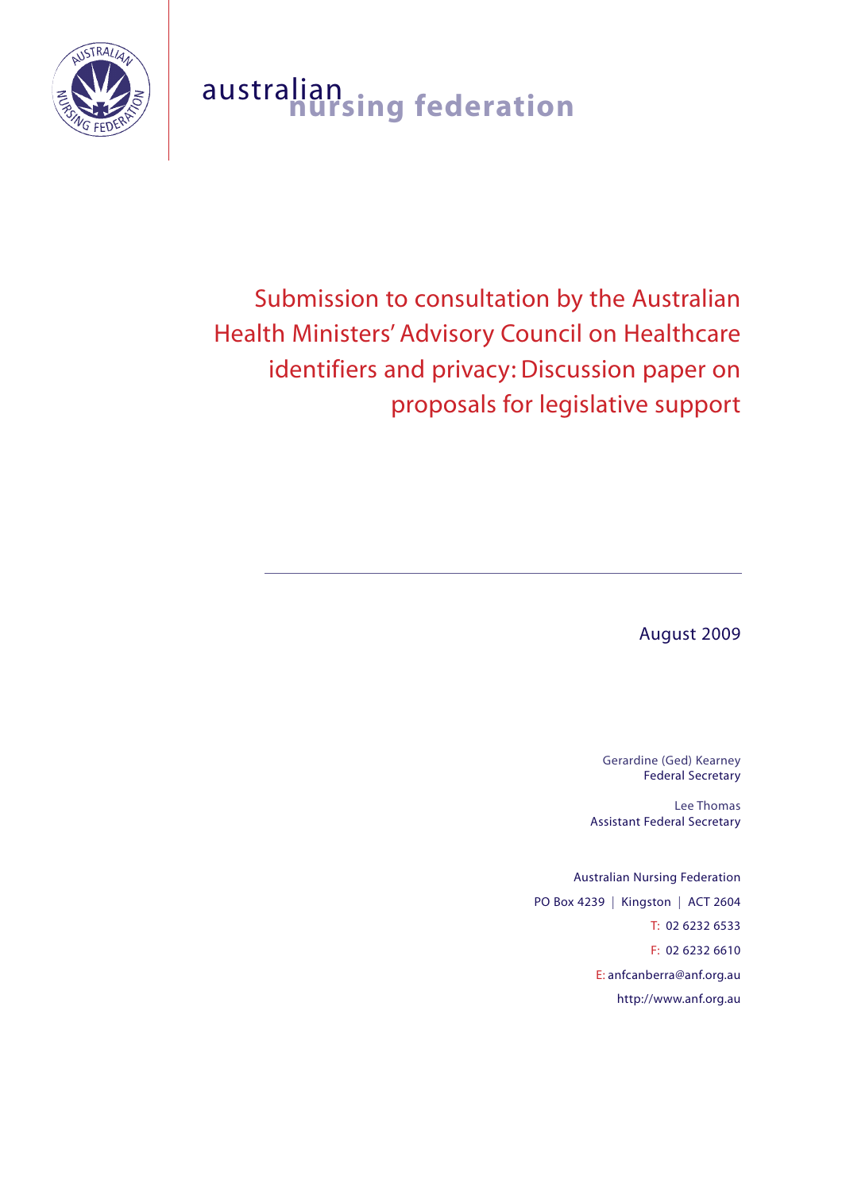australian nursing federation

# Submission to consultation by the Australian Health Ministers' Advisory Council on Healthcare identifiers and privacy: Discussion paper on proposals for legislative support

August 2009

Gerardine (Ged) Kearney
Federal Secretary

Lee Thomas
Assistant Federal Secretary

Australian Nursing Federation
PO Box 4239 | Kingston | ACT 2604
T: 02 6232 6533
F: 02 6232 6610
E: anfcanberra@anf.org.au
http://www.anf.org.au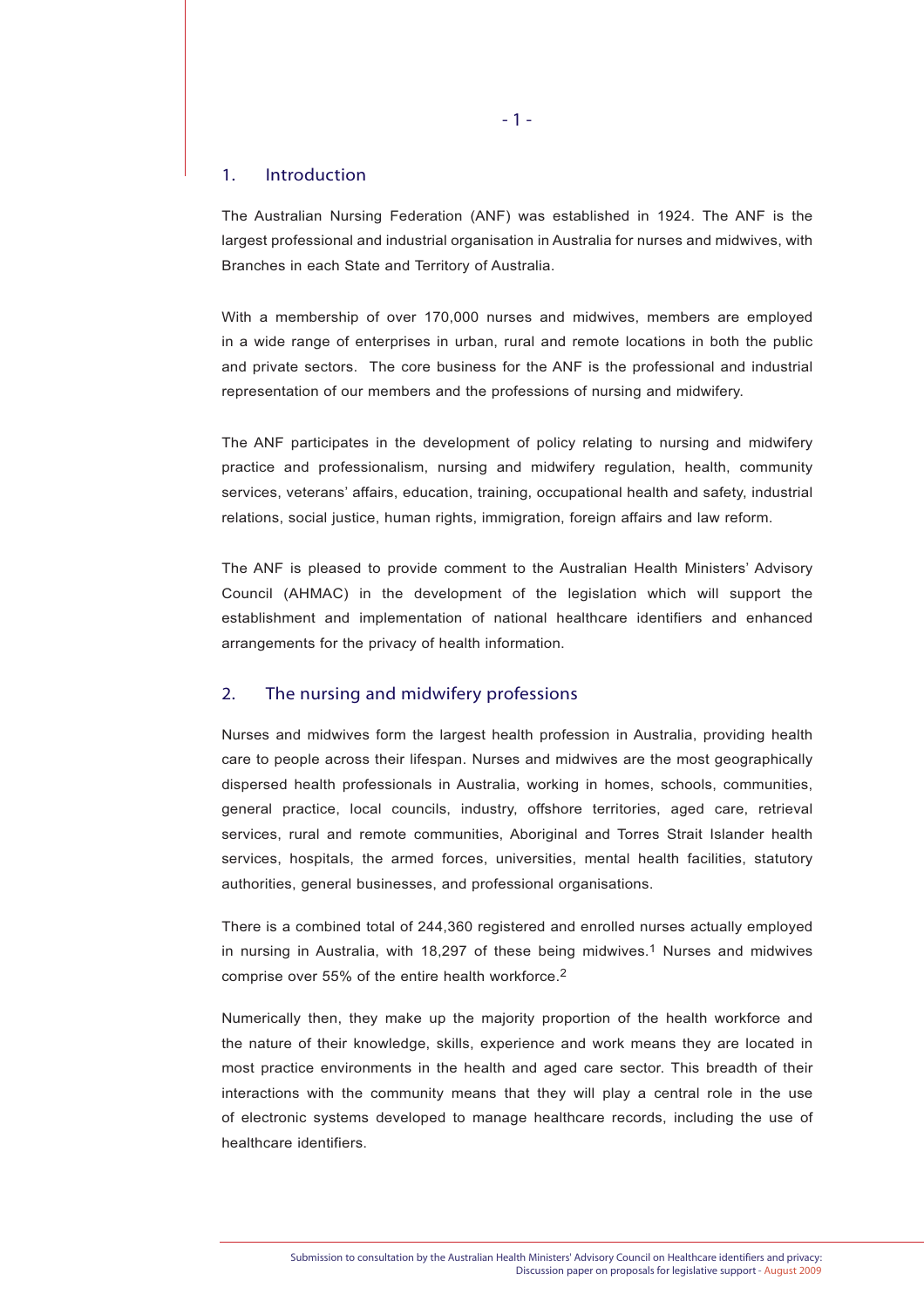## 1. Introduction

The Australian Nursing Federation (ANF) was established in 1924. The ANF is the largest professional and industrial organisation in Australia for nurses and midwives, with Branches in each State and Territory of Australia.

With a membership of over 170,000 nurses and midwives, members are employed in a wide range of enterprises in urban, rural and remote locations in both the public and private sectors. The core business for the ANF is the professional and industrial representation of our members and the professions of nursing and midwifery.

The ANF participates in the development of policy relating to nursing and midwifery practice and professionalism, nursing and midwifery regulation, health, community services, veterans' affairs, education, training, occupational health and safety, industrial relations, social justice, human rights, immigration, foreign affairs and law reform.

The ANF is pleased to provide comment to the Australian Health Ministers' Advisory Council (AHMAC) in the development of the legislation which will support the establishment and implementation of national healthcare identifiers and enhanced arrangements for the privacy of health information.

## 2. The nursing and midwifery professions

Nurses and midwives form the largest health profession in Australia, providing health care to people across their lifespan. Nurses and midwives are the most geographically dispersed health professionals in Australia, working in homes, schools, communities, general practice, local councils, industry, offshore territories, aged care, retrieval services, rural and remote communities, Aboriginal and Torres Strait Islander health services, hospitals, the armed forces, universities, mental health facilities, statutory authorities, general businesses, and professional organisations.

There is a combined total of 244,360 registered and enrolled nurses actually employed in nursing in Australia, with 18,297 of these being midwives.[1] Nurses and midwives comprise over 55% of the entire health workforce.[2]

Numerically then, they make up the majority proportion of the health workforce and the nature of their knowledge, skills, experience and work means they are located in most practice environments in the health and aged care sector. This breadth of their interactions with the community means that they will play a central role in the use of electronic systems developed to manage healthcare records, including the use of healthcare identifiers.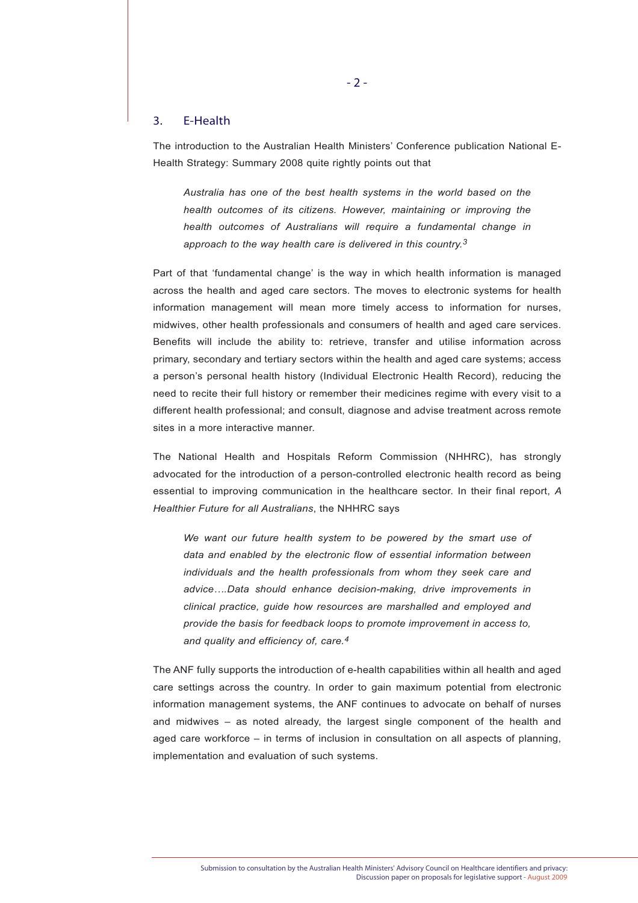## 3. E-Health

The introduction to the Australian Health Ministers' Conference publication National E-Health Strategy: Summary 2008 quite rightly points out that

> *Australia has one of the best health systems in the world based on the health outcomes of its citizens. However, maintaining or improving the health outcomes of Australians will require a fundamental change in approach to the way health care is delivered in this country.*[3]

Part of that 'fundamental change' is the way in which health information is managed across the health and aged care sectors. The moves to electronic systems for health information management will mean more timely access to information for nurses, midwives, other health professionals and consumers of health and aged care services. Benefits will include the ability to: retrieve, transfer and utilise information across primary, secondary and tertiary sectors within the health and aged care systems; access a person's personal health history (Individual Electronic Health Record), reducing the need to recite their full history or remember their medicines regime with every visit to a different health professional; and consult, diagnose and advise treatment across remote sites in a more interactive manner.

The National Health and Hospitals Reform Commission (NHHRC), has strongly advocated for the introduction of a person-controlled electronic health record as being essential to improving communication in the healthcare sector. In their final report, *A Healthier Future for all Australians*, the NHHRC says

> *We want our future health system to be powered by the smart use of data and enabled by the electronic flow of essential information between individuals and the health professionals from whom they seek care and advice….Data should enhance decision-making, drive improvements in clinical practice, guide how resources are marshalled and employed and provide the basis for feedback loops to promote improvement in access to, and quality and efficiency of, care.*[4]

The ANF fully supports the introduction of e-health capabilities within all health and aged care settings across the country. In order to gain maximum potential from electronic information management systems, the ANF continues to advocate on behalf of nurses and midwives – as noted already, the largest single component of the health and aged care workforce – in terms of inclusion in consultation on all aspects of planning, implementation and evaluation of such systems.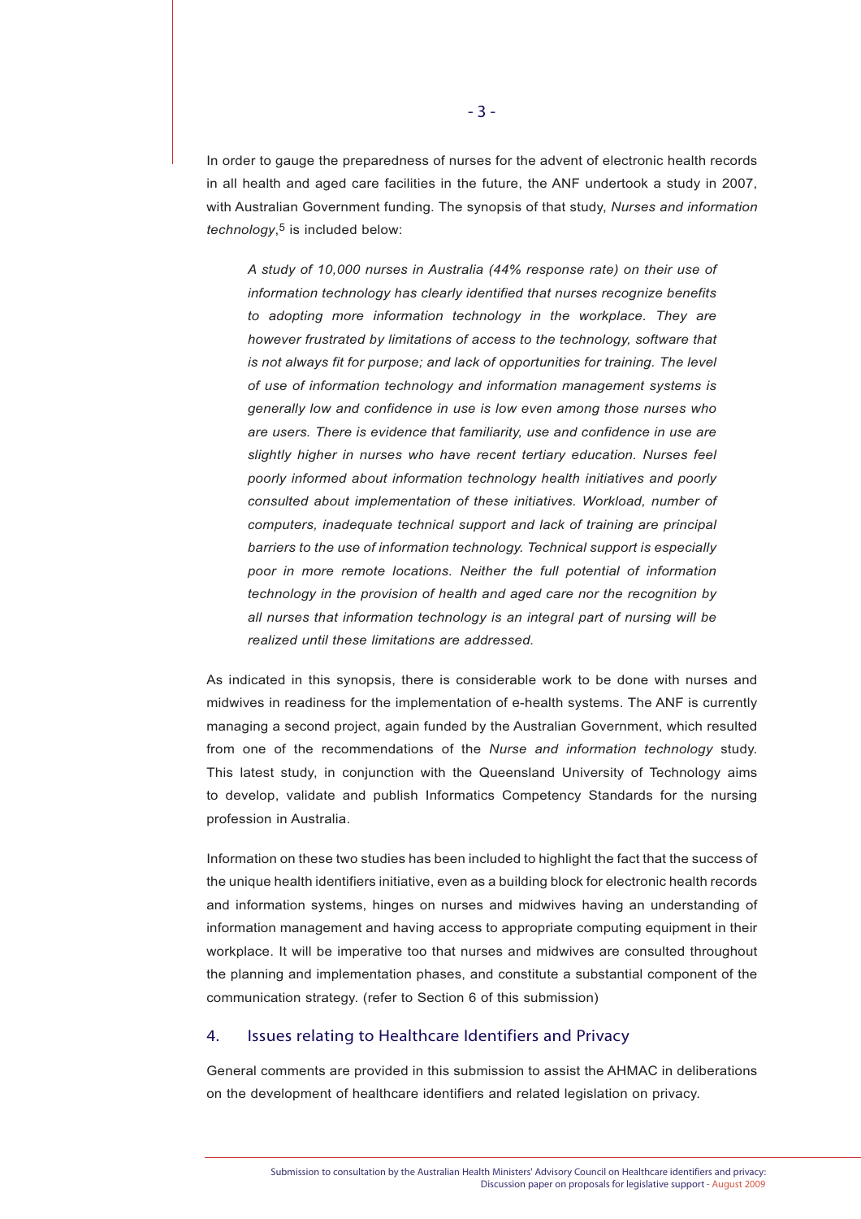In order to gauge the preparedness of nurses for the advent of electronic health records in all health and aged care facilities in the future, the ANF undertook a study in 2007, with Australian Government funding. The synopsis of that study, *Nurses and information technology*,[5] is included below:

> *A study of 10,000 nurses in Australia (44% response rate) on their use of information technology has clearly identified that nurses recognize benefits to adopting more information technology in the workplace. They are however frustrated by limitations of access to the technology, software that is not always fit for purpose; and lack of opportunities for training. The level of use of information technology and information management systems is generally low and confidence in use is low even among those nurses who are users. There is evidence that familiarity, use and confidence in use are slightly higher in nurses who have recent tertiary education. Nurses feel poorly informed about information technology health initiatives and poorly consulted about implementation of these initiatives. Workload, number of computers, inadequate technical support and lack of training are principal barriers to the use of information technology. Technical support is especially poor in more remote locations. Neither the full potential of information technology in the provision of health and aged care nor the recognition by all nurses that information technology is an integral part of nursing will be realized until these limitations are addressed.*

As indicated in this synopsis, there is considerable work to be done with nurses and midwives in readiness for the implementation of e-health systems. The ANF is currently managing a second project, again funded by the Australian Government, which resulted from one of the recommendations of the *Nurse and information technology* study. This latest study, in conjunction with the Queensland University of Technology aims to develop, validate and publish Informatics Competency Standards for the nursing profession in Australia.

Information on these two studies has been included to highlight the fact that the success of the unique health identifiers initiative, even as a building block for electronic health records and information systems, hinges on nurses and midwives having an understanding of information management and having access to appropriate computing equipment in their workplace. It will be imperative too that nurses and midwives are consulted throughout the planning and implementation phases, and constitute a substantial component of the communication strategy. (refer to Section 6 of this submission)

## 4. Issues relating to Healthcare Identifiers and Privacy

General comments are provided in this submission to assist the AHMAC in deliberations on the development of healthcare identifiers and related legislation on privacy.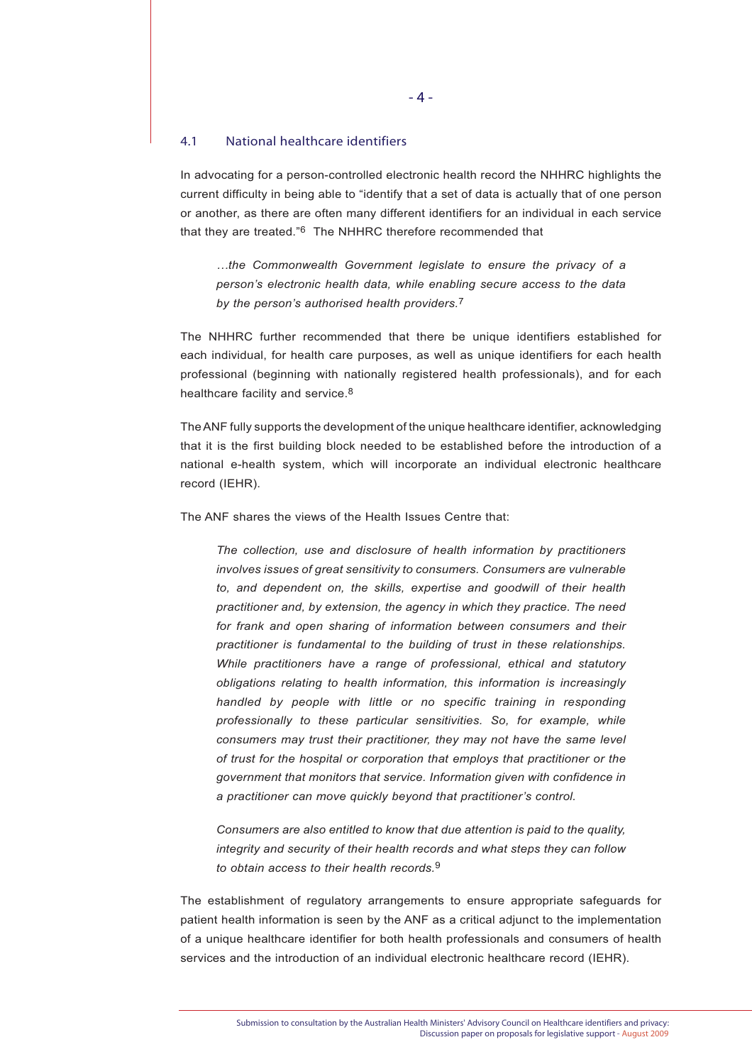### 4.1 National healthcare identifiers

In advocating for a person-controlled electronic health record the NHHRC highlights the current difficulty in being able to "identify that a set of data is actually that of one person or another, as there are often many different identifiers for an individual in each service that they are treated."[6] The NHHRC therefore recommended that

> *…the Commonwealth Government legislate to ensure the privacy of a person's electronic health data, while enabling secure access to the data by the person's authorised health providers.*[7]

The NHHRC further recommended that there be unique identifiers established for each individual, for health care purposes, as well as unique identifiers for each health professional (beginning with nationally registered health professionals), and for each healthcare facility and service.[8]

The ANF fully supports the development of the unique healthcare identifier, acknowledging that it is the first building block needed to be established before the introduction of a national e-health system, which will incorporate an individual electronic healthcare record (IEHR).

The ANF shares the views of the Health Issues Centre that:

> *The collection, use and disclosure of health information by practitioners involves issues of great sensitivity to consumers. Consumers are vulnerable to, and dependent on, the skills, expertise and goodwill of their health practitioner and, by extension, the agency in which they practice. The need for frank and open sharing of information between consumers and their practitioner is fundamental to the building of trust in these relationships. While practitioners have a range of professional, ethical and statutory obligations relating to health information, this information is increasingly handled by people with little or no specific training in responding professionally to these particular sensitivities. So, for example, while consumers may trust their practitioner, they may not have the same level of trust for the hospital or corporation that employs that practitioner or the government that monitors that service. Information given with confidence in a practitioner can move quickly beyond that practitioner's control.*
>
> *Consumers are also entitled to know that due attention is paid to the quality, integrity and security of their health records and what steps they can follow to obtain access to their health records.*[9]

The establishment of regulatory arrangements to ensure appropriate safeguards for patient health information is seen by the ANF as a critical adjunct to the implementation of a unique healthcare identifier for both health professionals and consumers of health services and the introduction of an individual electronic healthcare record (IEHR).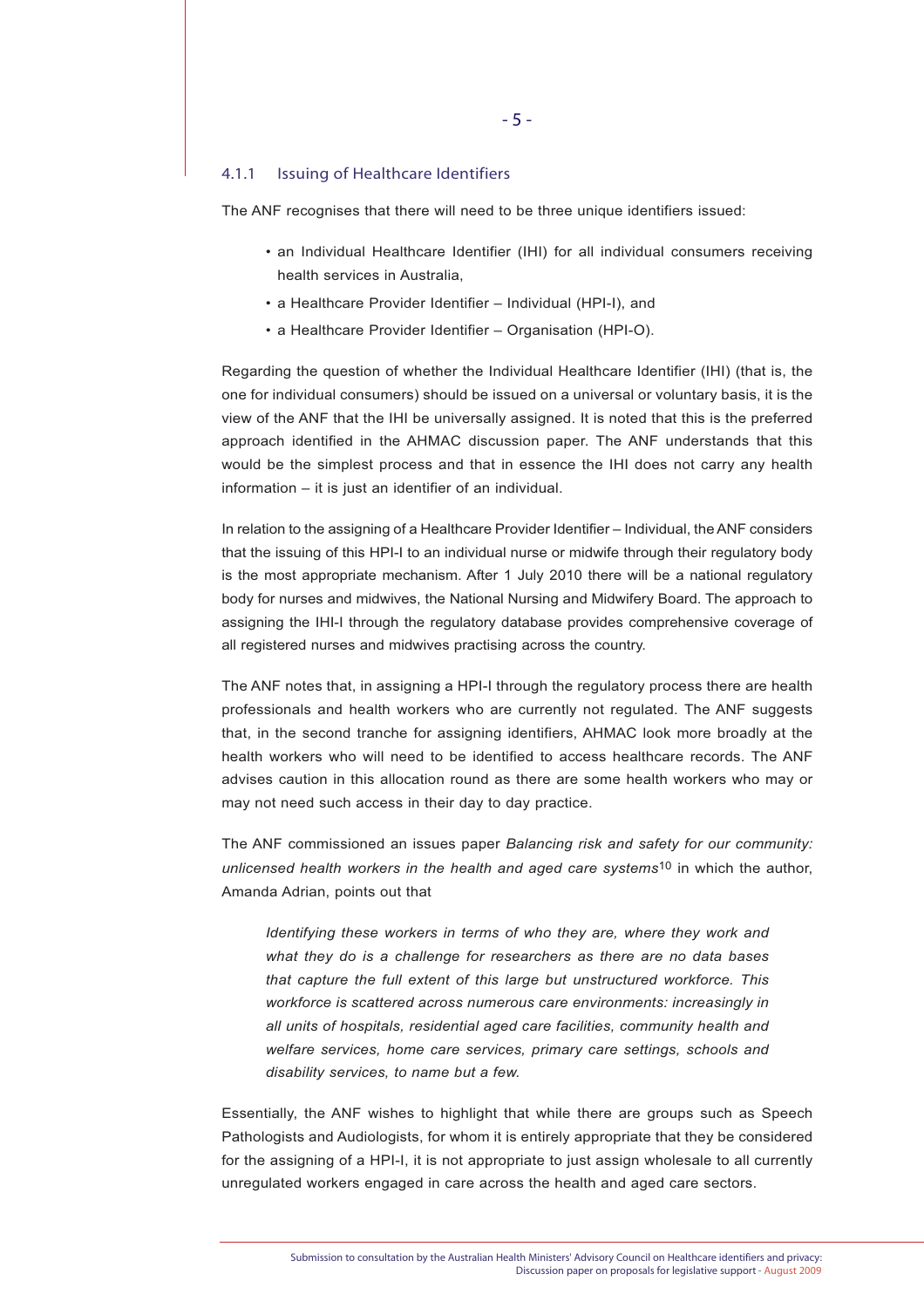### 4.1.1 Issuing of Healthcare Identifiers

The ANF recognises that there will need to be three unique identifiers issued:

- an Individual Healthcare Identifier (IHI) for all individual consumers receiving health services in Australia,
- a Healthcare Provider Identifier – Individual (HPI-I), and
- a Healthcare Provider Identifier – Organisation (HPI-O).

Regarding the question of whether the Individual Healthcare Identifier (IHI) (that is, the one for individual consumers) should be issued on a universal or voluntary basis, it is the view of the ANF that the IHI be universally assigned. It is noted that this is the preferred approach identified in the AHMAC discussion paper. The ANF understands that this would be the simplest process and that in essence the IHI does not carry any health information – it is just an identifier of an individual.

In relation to the assigning of a Healthcare Provider Identifier – Individual, the ANF considers that the issuing of this HPI-I to an individual nurse or midwife through their regulatory body is the most appropriate mechanism. After 1 July 2010 there will be a national regulatory body for nurses and midwives, the National Nursing and Midwifery Board. The approach to assigning the IHI-I through the regulatory database provides comprehensive coverage of all registered nurses and midwives practising across the country.

The ANF notes that, in assigning a HPI-I through the regulatory process there are health professionals and health workers who are currently not regulated. The ANF suggests that, in the second tranche for assigning identifiers, AHMAC look more broadly at the health workers who will need to be identified to access healthcare records. The ANF advises caution in this allocation round as there are some health workers who may or may not need such access in their day to day practice.

The ANF commissioned an issues paper *Balancing risk and safety for our community: unlicensed health workers in the health and aged care systems*[10] in which the author, Amanda Adrian, points out that

> *Identifying these workers in terms of who they are, where they work and what they do is a challenge for researchers as there are no data bases that capture the full extent of this large but unstructured workforce. This workforce is scattered across numerous care environments: increasingly in all units of hospitals, residential aged care facilities, community health and welfare services, home care services, primary care settings, schools and disability services, to name but a few.*

Essentially, the ANF wishes to highlight that while there are groups such as Speech Pathologists and Audiologists, for whom it is entirely appropriate that they be considered for the assigning of a HPI-I, it is not appropriate to just assign wholesale to all currently unregulated workers engaged in care across the health and aged care sectors.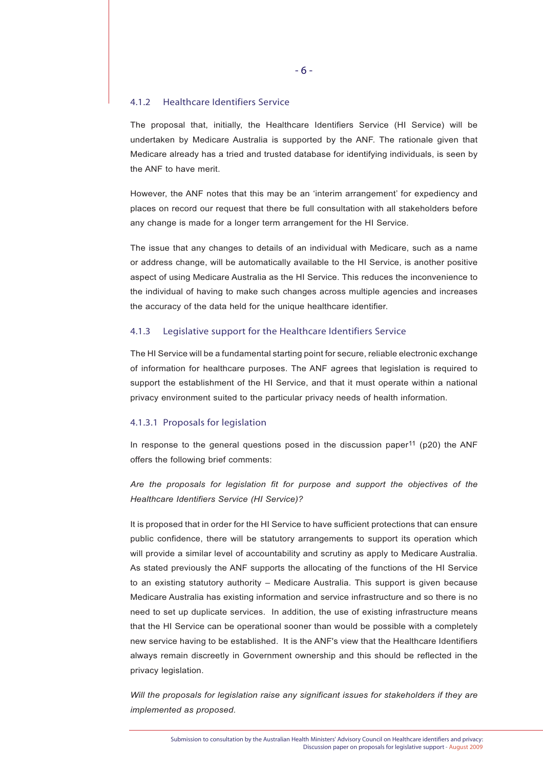### 4.1.2 Healthcare Identifiers Service

The proposal that, initially, the Healthcare Identifiers Service (HI Service) will be undertaken by Medicare Australia is supported by the ANF. The rationale given that Medicare already has a tried and trusted database for identifying individuals, is seen by the ANF to have merit.

However, the ANF notes that this may be an 'interim arrangement' for expediency and places on record our request that there be full consultation with all stakeholders before any change is made for a longer term arrangement for the HI Service.

The issue that any changes to details of an individual with Medicare, such as a name or address change, will be automatically available to the HI Service, is another positive aspect of using Medicare Australia as the HI Service. This reduces the inconvenience to the individual of having to make such changes across multiple agencies and increases the accuracy of the data held for the unique healthcare identifier.

### 4.1.3 Legislative support for the Healthcare Identifiers Service

The HI Service will be a fundamental starting point for secure, reliable electronic exchange of information for healthcare purposes. The ANF agrees that legislation is required to support the establishment of the HI Service, and that it must operate within a national privacy environment suited to the particular privacy needs of health information.

#### 4.1.3.1 Proposals for legislation

In response to the general questions posed in the discussion paper[11] (p20) the ANF offers the following brief comments:

*Are the proposals for legislation fit for purpose and support the objectives of the Healthcare Identifiers Service (HI Service)?*

It is proposed that in order for the HI Service to have sufficient protections that can ensure public confidence, there will be statutory arrangements to support its operation which will provide a similar level of accountability and scrutiny as apply to Medicare Australia. As stated previously the ANF supports the allocating of the functions of the HI Service to an existing statutory authority – Medicare Australia. This support is given because Medicare Australia has existing information and service infrastructure and so there is no need to set up duplicate services. In addition, the use of existing infrastructure means that the HI Service can be operational sooner than would be possible with a completely new service having to be established. It is the ANF's view that the Healthcare Identifiers always remain discreetly in Government ownership and this should be reflected in the privacy legislation.

*Will the proposals for legislation raise any significant issues for stakeholders if they are implemented as proposed.*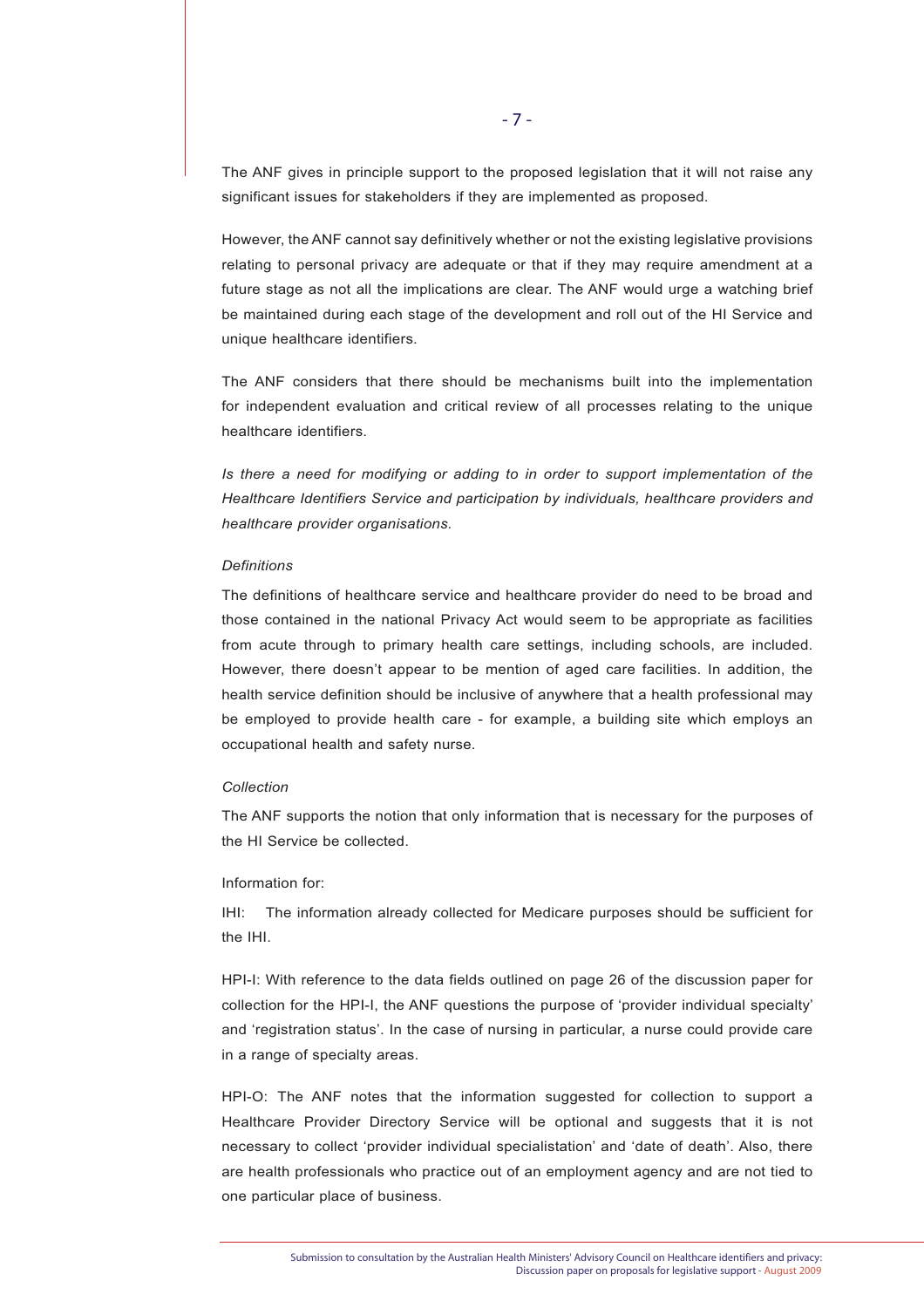The ANF gives in principle support to the proposed legislation that it will not raise any significant issues for stakeholders if they are implemented as proposed.

However, the ANF cannot say definitively whether or not the existing legislative provisions relating to personal privacy are adequate or that if they may require amendment at a future stage as not all the implications are clear. The ANF would urge a watching brief be maintained during each stage of the development and roll out of the HI Service and unique healthcare identifiers.

The ANF considers that there should be mechanisms built into the implementation for independent evaluation and critical review of all processes relating to the unique healthcare identifiers.

*Is there a need for modifying or adding to in order to support implementation of the Healthcare Identifiers Service and participation by individuals, healthcare providers and healthcare provider organisations.*

*Definitions*

The definitions of healthcare service and healthcare provider do need to be broad and those contained in the national Privacy Act would seem to be appropriate as facilities from acute through to primary health care settings, including schools, are included. However, there doesn't appear to be mention of aged care facilities. In addition, the health service definition should be inclusive of anywhere that a health professional may be employed to provide health care - for example, a building site which employs an occupational health and safety nurse.

*Collection*

The ANF supports the notion that only information that is necessary for the purposes of the HI Service be collected.

Information for:

IHI: The information already collected for Medicare purposes should be sufficient for the IHI.

HPI-I: With reference to the data fields outlined on page 26 of the discussion paper for collection for the HPI-I, the ANF questions the purpose of 'provider individual specialty' and 'registration status'. In the case of nursing in particular, a nurse could provide care in a range of specialty areas.

HPI-O: The ANF notes that the information suggested for collection to support a Healthcare Provider Directory Service will be optional and suggests that it is not necessary to collect 'provider individual specialistation' and 'date of death'. Also, there are health professionals who practice out of an employment agency and are not tied to one particular place of business.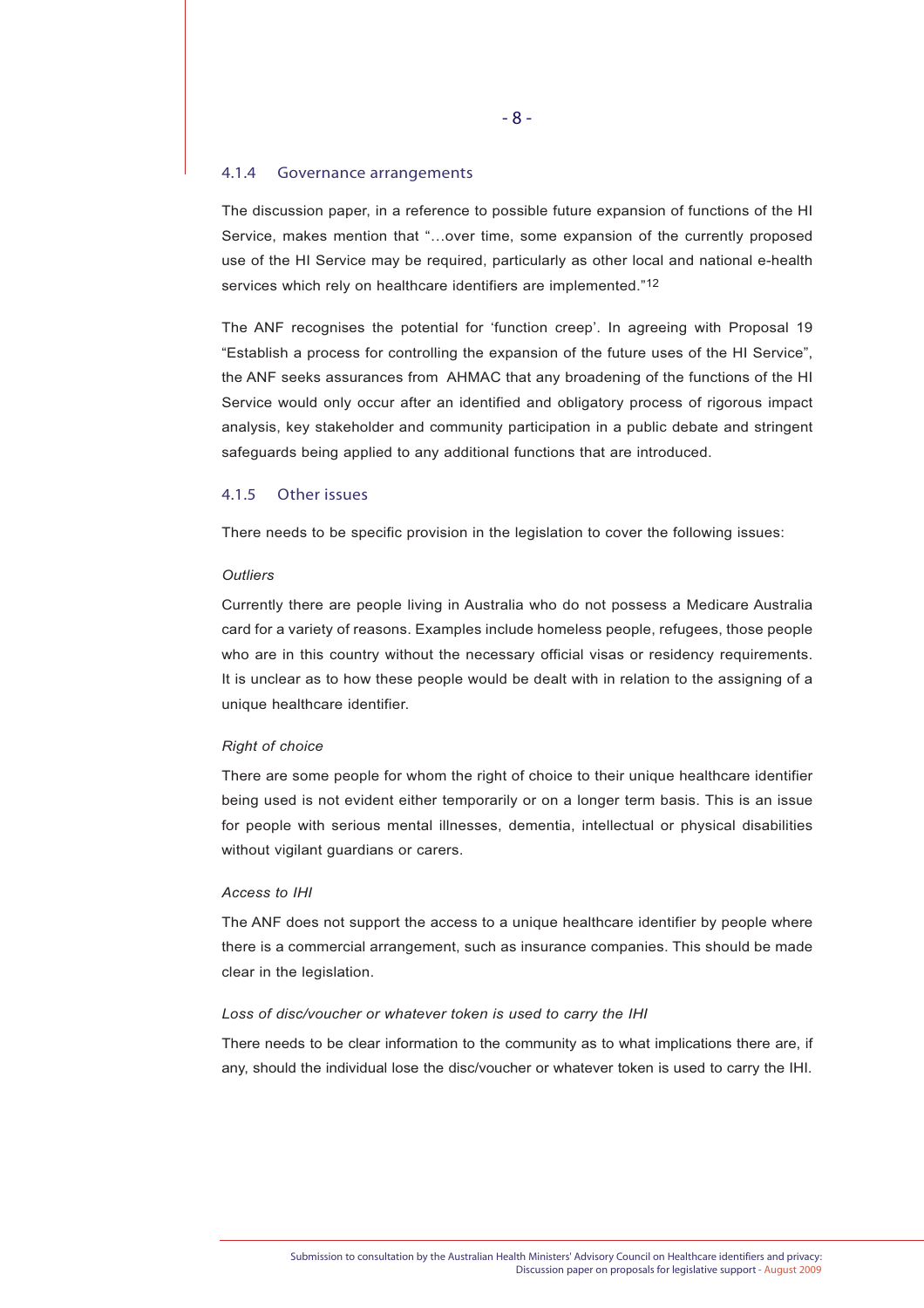### 4.1.4 Governance arrangements

The discussion paper, in a reference to possible future expansion of functions of the HI Service, makes mention that "…over time, some expansion of the currently proposed use of the HI Service may be required, particularly as other local and national e-health services which rely on healthcare identifiers are implemented."[12]

The ANF recognises the potential for 'function creep'. In agreeing with Proposal 19 "Establish a process for controlling the expansion of the future uses of the HI Service", the ANF seeks assurances from AHMAC that any broadening of the functions of the HI Service would only occur after an identified and obligatory process of rigorous impact analysis, key stakeholder and community participation in a public debate and stringent safeguards being applied to any additional functions that are introduced.

### 4.1.5 Other issues

There needs to be specific provision in the legislation to cover the following issues:

*Outliers*

Currently there are people living in Australia who do not possess a Medicare Australia card for a variety of reasons. Examples include homeless people, refugees, those people who are in this country without the necessary official visas or residency requirements. It is unclear as to how these people would be dealt with in relation to the assigning of a unique healthcare identifier.

*Right of choice*

There are some people for whom the right of choice to their unique healthcare identifier being used is not evident either temporarily or on a longer term basis. This is an issue for people with serious mental illnesses, dementia, intellectual or physical disabilities without vigilant guardians or carers.

*Access to IHI*

The ANF does not support the access to a unique healthcare identifier by people where there is a commercial arrangement, such as insurance companies. This should be made clear in the legislation.

*Loss of disc/voucher or whatever token is used to carry the IHI*

There needs to be clear information to the community as to what implications there are, if any, should the individual lose the disc/voucher or whatever token is used to carry the IHI.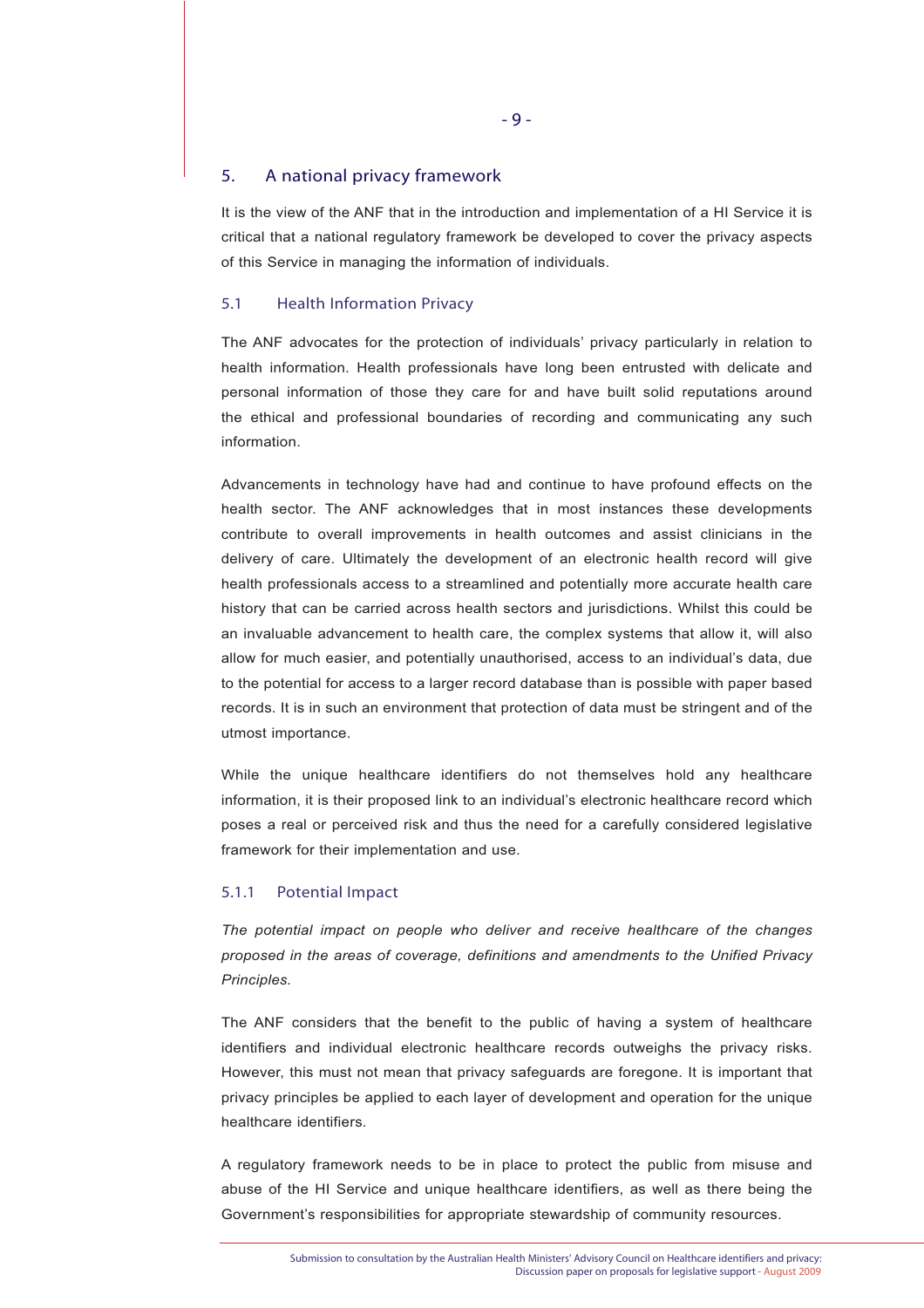## 5. A national privacy framework

It is the view of the ANF that in the introduction and implementation of a HI Service it is critical that a national regulatory framework be developed to cover the privacy aspects of this Service in managing the information of individuals.

### 5.1 Health Information Privacy

The ANF advocates for the protection of individuals' privacy particularly in relation to health information. Health professionals have long been entrusted with delicate and personal information of those they care for and have built solid reputations around the ethical and professional boundaries of recording and communicating any such information.

Advancements in technology have had and continue to have profound effects on the health sector. The ANF acknowledges that in most instances these developments contribute to overall improvements in health outcomes and assist clinicians in the delivery of care. Ultimately the development of an electronic health record will give health professionals access to a streamlined and potentially more accurate health care history that can be carried across health sectors and jurisdictions. Whilst this could be an invaluable advancement to health care, the complex systems that allow it, will also allow for much easier, and potentially unauthorised, access to an individual's data, due to the potential for access to a larger record database than is possible with paper based records. It is in such an environment that protection of data must be stringent and of the utmost importance.

While the unique healthcare identifiers do not themselves hold any healthcare information, it is their proposed link to an individual's electronic healthcare record which poses a real or perceived risk and thus the need for a carefully considered legislative framework for their implementation and use.

#### 5.1.1 Potential Impact

*The potential impact on people who deliver and receive healthcare of the changes proposed in the areas of coverage, definitions and amendments to the Unified Privacy Principles.*

The ANF considers that the benefit to the public of having a system of healthcare identifiers and individual electronic healthcare records outweighs the privacy risks. However, this must not mean that privacy safeguards are foregone. It is important that privacy principles be applied to each layer of development and operation for the unique healthcare identifiers.

A regulatory framework needs to be in place to protect the public from misuse and abuse of the HI Service and unique healthcare identifiers, as well as there being the Government's responsibilities for appropriate stewardship of community resources.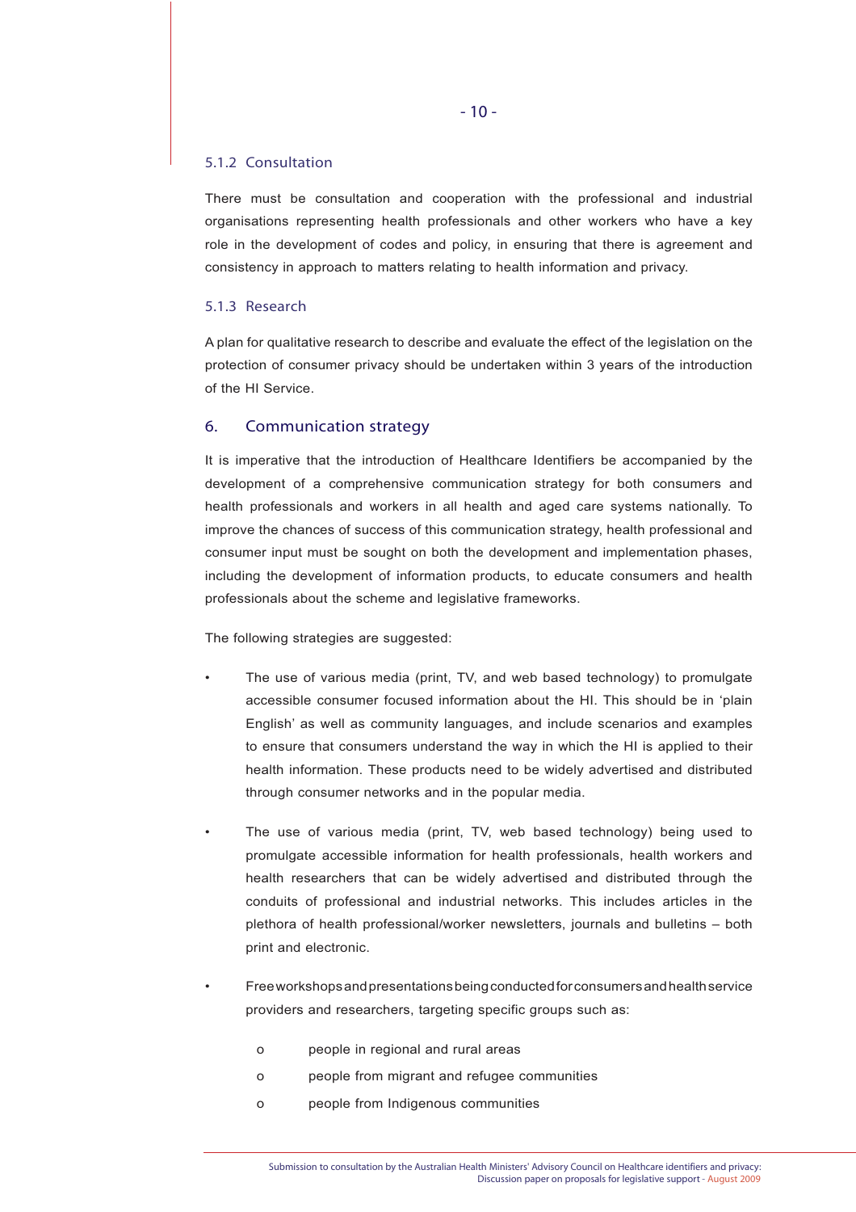### 5.1.2 Consultation

There must be consultation and cooperation with the professional and industrial organisations representing health professionals and other workers who have a key role in the development of codes and policy, in ensuring that there is agreement and consistency in approach to matters relating to health information and privacy.

### 5.1.3 Research

A plan for qualitative research to describe and evaluate the effect of the legislation on the protection of consumer privacy should be undertaken within 3 years of the introduction of the HI Service.

## 6. Communication strategy

It is imperative that the introduction of Healthcare Identifiers be accompanied by the development of a comprehensive communication strategy for both consumers and health professionals and workers in all health and aged care systems nationally. To improve the chances of success of this communication strategy, health professional and consumer input must be sought on both the development and implementation phases, including the development of information products, to educate consumers and health professionals about the scheme and legislative frameworks.

The following strategies are suggested:

- The use of various media (print, TV, and web based technology) to promulgate accessible consumer focused information about the HI. This should be in 'plain English' as well as community languages, and include scenarios and examples to ensure that consumers understand the way in which the HI is applied to their health information. These products need to be widely advertised and distributed through consumer networks and in the popular media.

- The use of various media (print, TV, web based technology) being used to promulgate accessible information for health professionals, health workers and health researchers that can be widely advertised and distributed through the conduits of professional and industrial networks. This includes articles in the plethora of health professional/worker newsletters, journals and bulletins – both print and electronic.

- Free workshops and presentations being conducted for consumers and health service providers and researchers, targeting specific groups such as:
    - people in regional and rural areas
    - people from migrant and refugee communities
    - people from Indigenous communities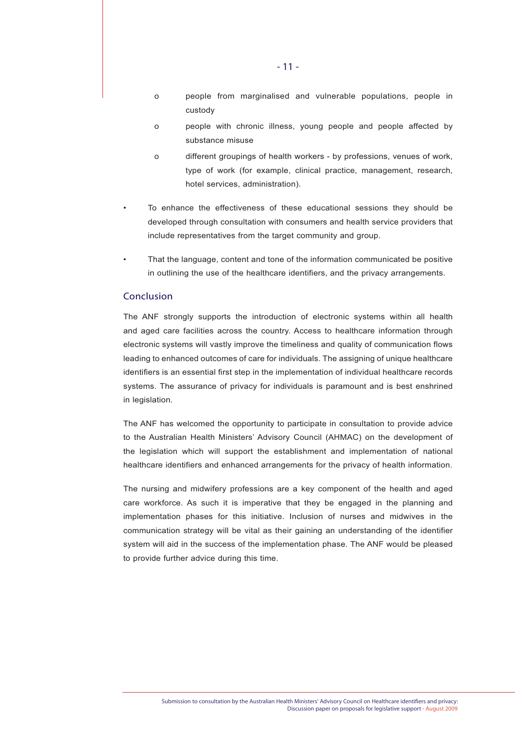- people from marginalised and vulnerable populations, people in custody
  - people with chronic illness, young people and people affected by substance misuse
  - different groupings of health workers - by professions, venues of work, type of work (for example, clinical practice, management, research, hotel services, administration).

- To enhance the effectiveness of these educational sessions they should be developed through consultation with consumers and health service providers that include representatives from the target community and group.

- That the language, content and tone of the information communicated be positive in outlining the use of the healthcare identifiers, and the privacy arrangements.

## Conclusion

The ANF strongly supports the introduction of electronic systems within all health and aged care facilities across the country. Access to healthcare information through electronic systems will vastly improve the timeliness and quality of communication flows leading to enhanced outcomes of care for individuals. The assigning of unique healthcare identifiers is an essential first step in the implementation of individual healthcare records systems. The assurance of privacy for individuals is paramount and is best enshrined in legislation.

The ANF has welcomed the opportunity to participate in consultation to provide advice to the Australian Health Ministers' Advisory Council (AHMAC) on the development of the legislation which will support the establishment and implementation of national healthcare identifiers and enhanced arrangements for the privacy of health information.

The nursing and midwifery professions are a key component of the health and aged care workforce. As such it is imperative that they be engaged in the planning and implementation phases for this initiative. Inclusion of nurses and midwives in the communication strategy will be vital as their gaining an understanding of the identifier system will aid in the success of the implementation phase. The ANF would be pleased to provide further advice during this time.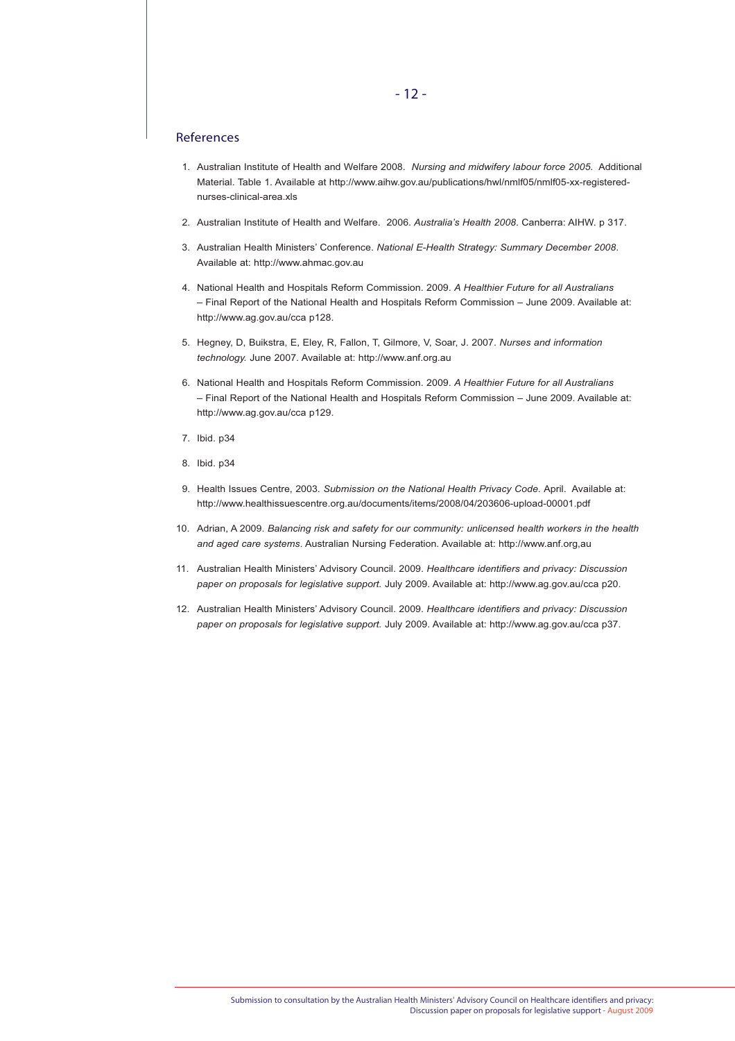## References

1. Australian Institute of Health and Welfare 2008. *Nursing and midwifery labour force 2005.* Additional Material. Table 1. Available at http://www.aihw.gov.au/publications/hwl/nmlf05/nmlf05-xx-registered-nurses-clinical-area.xls
2. Australian Institute of Health and Welfare. 2006. *Australia's Health 2008*. Canberra: AIHW. p 317.
3. Australian Health Ministers' Conference. *National E-Health Strategy: Summary December 2008*. Available at: http://www.ahmac.gov.au
4. National Health and Hospitals Reform Commission. 2009. *A Healthier Future for all Australians* – Final Report of the National Health and Hospitals Reform Commission – June 2009. Available at: http://www.ag.gov.au/cca p128.
5. Hegney, D, Buikstra, E, Eley, R, Fallon, T, Gilmore, V, Soar, J. 2007. *Nurses and information technology.* June 2007. Available at: http://www.anf.org.au
6. National Health and Hospitals Reform Commission. 2009. *A Healthier Future for all Australians* – Final Report of the National Health and Hospitals Reform Commission – June 2009. Available at: http://www.ag.gov.au/cca p129.
7. Ibid. p34
8. Ibid. p34
9. Health Issues Centre, 2003. *Submission on the National Health Privacy Code*. April. Available at: http://www.healthissuescentre.org.au/documents/items/2008/04/203606-upload-00001.pdf
10. Adrian, A 2009. *Balancing risk and safety for our community: unlicensed health workers in the health and aged care systems*. Australian Nursing Federation. Available at: http://www.anf.org,au
11. Australian Health Ministers' Advisory Council. 2009. *Healthcare identifiers and privacy: Discussion paper on proposals for legislative support.* July 2009. Available at: http://www.ag.gov.au/cca p20.
12. Australian Health Ministers' Advisory Council. 2009. *Healthcare identifiers and privacy: Discussion paper on proposals for legislative support.* July 2009. Available at: http://www.ag.gov.au/cca p37.